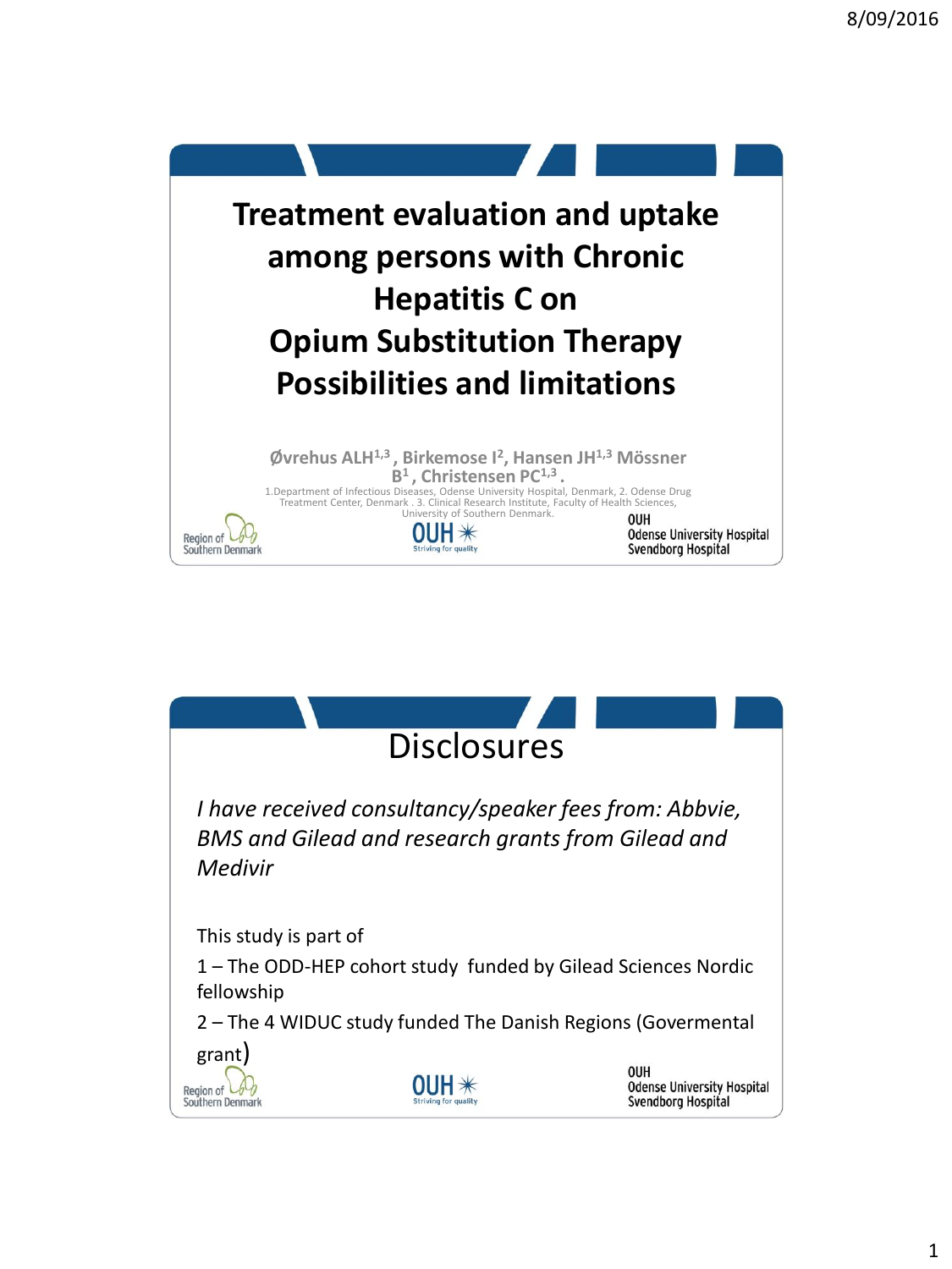# Treatment evaluation and uptake among persons with Chronic Hepatitis C on Opium Substitution Therapy Possibilities and limitations

Øvrehus ALH[1,3] , Birkemose I[2], Hansen JH[1,3] Mössner B[1] , Christensen PC[1,3] .

1.Department of Infectious Diseases, Odense University Hospital, Denmark, 2. Odense Drug Treatment Center, Denmark . 3. Clinical Research Institute, Faculty of Health Sciences, University of Southern Denmark.

Region of Southern Denmark

OUH Striving for quality

OUH Odense University Hospital Svendborg Hospital

# Disclosures

*I have received consultancy/speaker fees from: Abbvie, BMS and Gilead and research grants from Gilead and Medivir*

This study is part of

1 – The ODD-HEP cohort study funded by Gilead Sciences Nordic fellowship

2 – The 4 WIDUC study funded The Danish Regions (Govermental grant)

Region of Southern Denmark

OUH Striving for quality

OUH Odense University Hospital Svendborg Hospital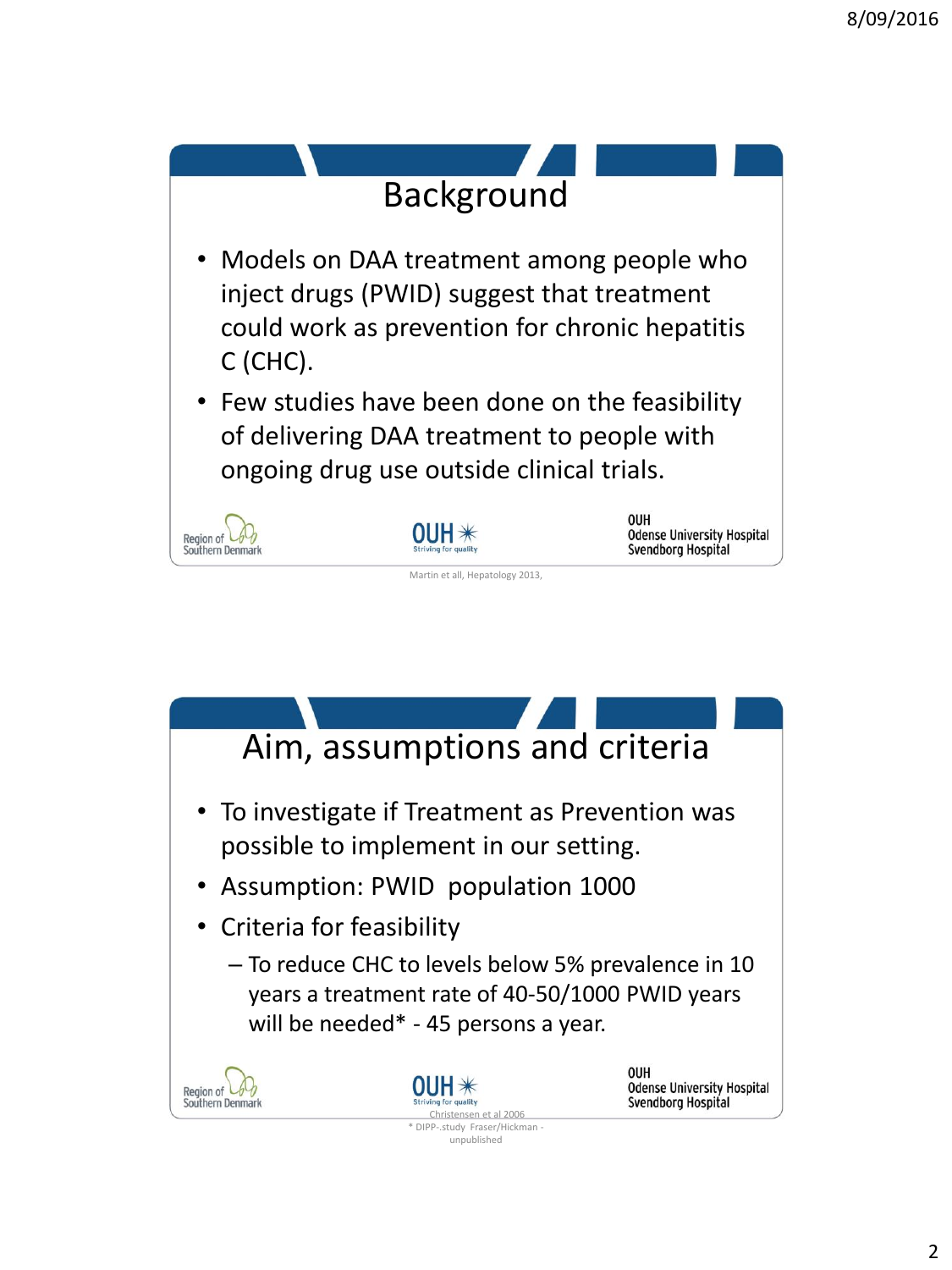# Background

- Models on DAA treatment among people who inject drugs (PWID) suggest that treatment could work as prevention for chronic hepatitis C (CHC).
- Few studies have been done on the feasibility of delivering DAA treatment to people with ongoing drug use outside clinical trials.

Region of Southern Denmark | OUH Striving for quality | OUH Odense University Hospital Svendborg Hospital

Martin et all, Hepatology 2013,

# Aim, assumptions and criteria

- To investigate if Treatment as Prevention was possible to implement in our setting.
- Assumption: PWID population 1000
- Criteria for feasibility
  - To reduce CHC to levels below 5% prevalence in 10 years a treatment rate of 40-50/1000 PWID years will be needed* - 45 persons a year.

Region of Southern Denmark | OUH Striving for quality | OUH Odense University Hospital Svendborg Hospital

Christensen et al 2006

* DIPP-.study Fraser/Hickman - unpublished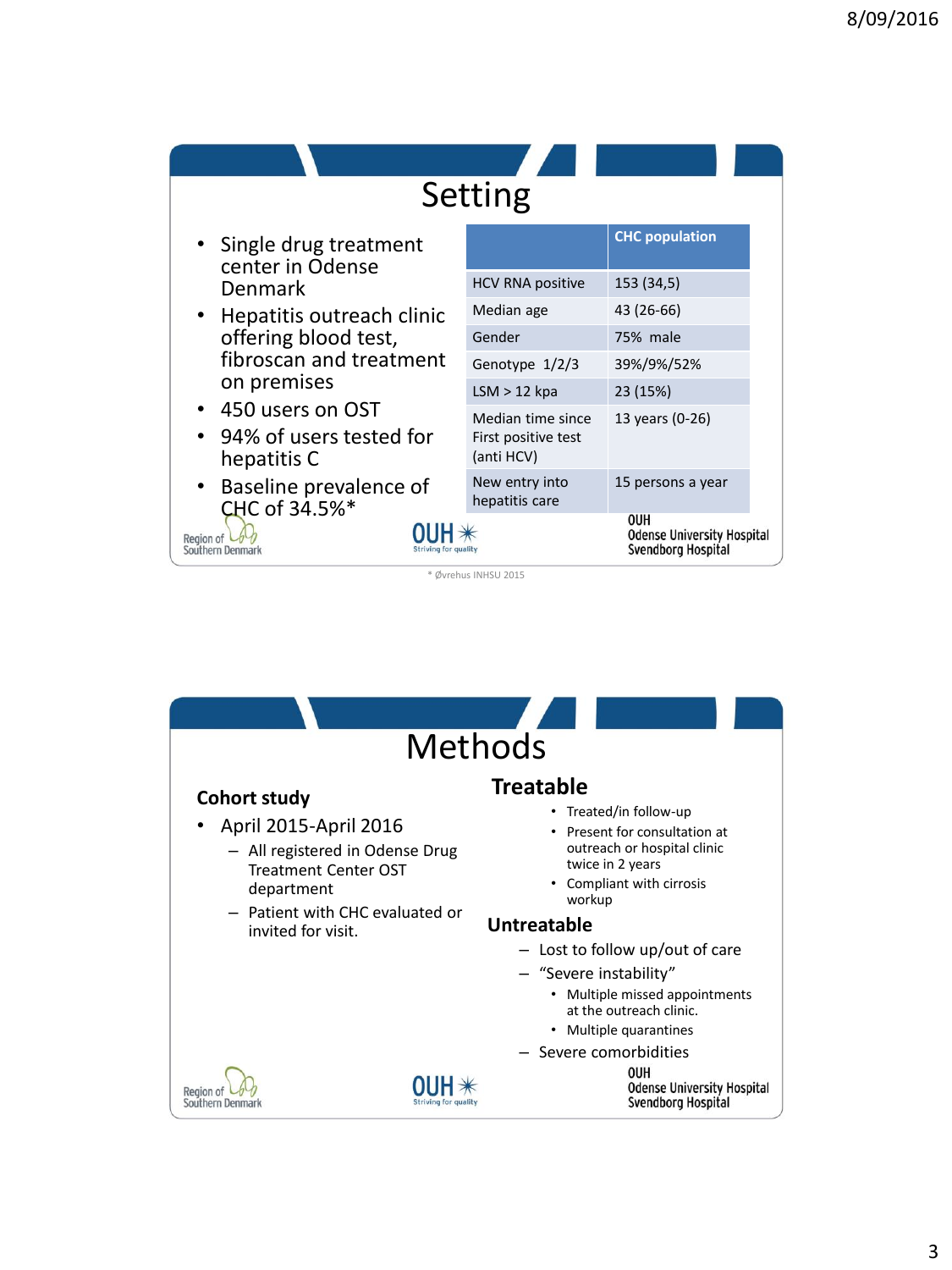# Setting

- Single drug treatment center in Odense Denmark
- Hepatitis outreach clinic offering blood test, fibroscan and treatment on premises
- 450 users on OST
- 94% of users tested for hepatitis C
- Baseline prevalence of CHC of 34.5%*

| | CHC population |
|---|---|
| HCV RNA positive | 153 (34,5) |
| Median age | 43 (26-66) |
| Gender | 75% male |
| Genotype 1/2/3 | 39%/9%/52% |
| LSM > 12 kpa | 23 (15%) |
| Median time since First positive test (anti HCV) | 13 years (0-26) |
| New entry into hepatitis care | 15 persons a year |

Region of Southern Denmark — OUH Striving for quality — OUH Odense University Hospital Svendborg Hospital

* Øvrehus INHSU 2015

# Methods

**Cohort study**

- April 2015-April 2016
  - All registered in Odense Drug Treatment Center OST department
  - Patient with CHC evaluated or invited for visit.

**Treatable**

- Treated/in follow-up
- Present for consultation at outreach or hospital clinic twice in 2 years
- Compliant with cirrosis workup

**Untreatable**

- Lost to follow up/out of care
- "Severe instability"
  - Multiple missed appointments at the outreach clinic.
  - Multiple quarantines
- Severe comorbidities

Region of Southern Denmark — OUH Striving for quality — OUH Odense University Hospital Svendborg Hospital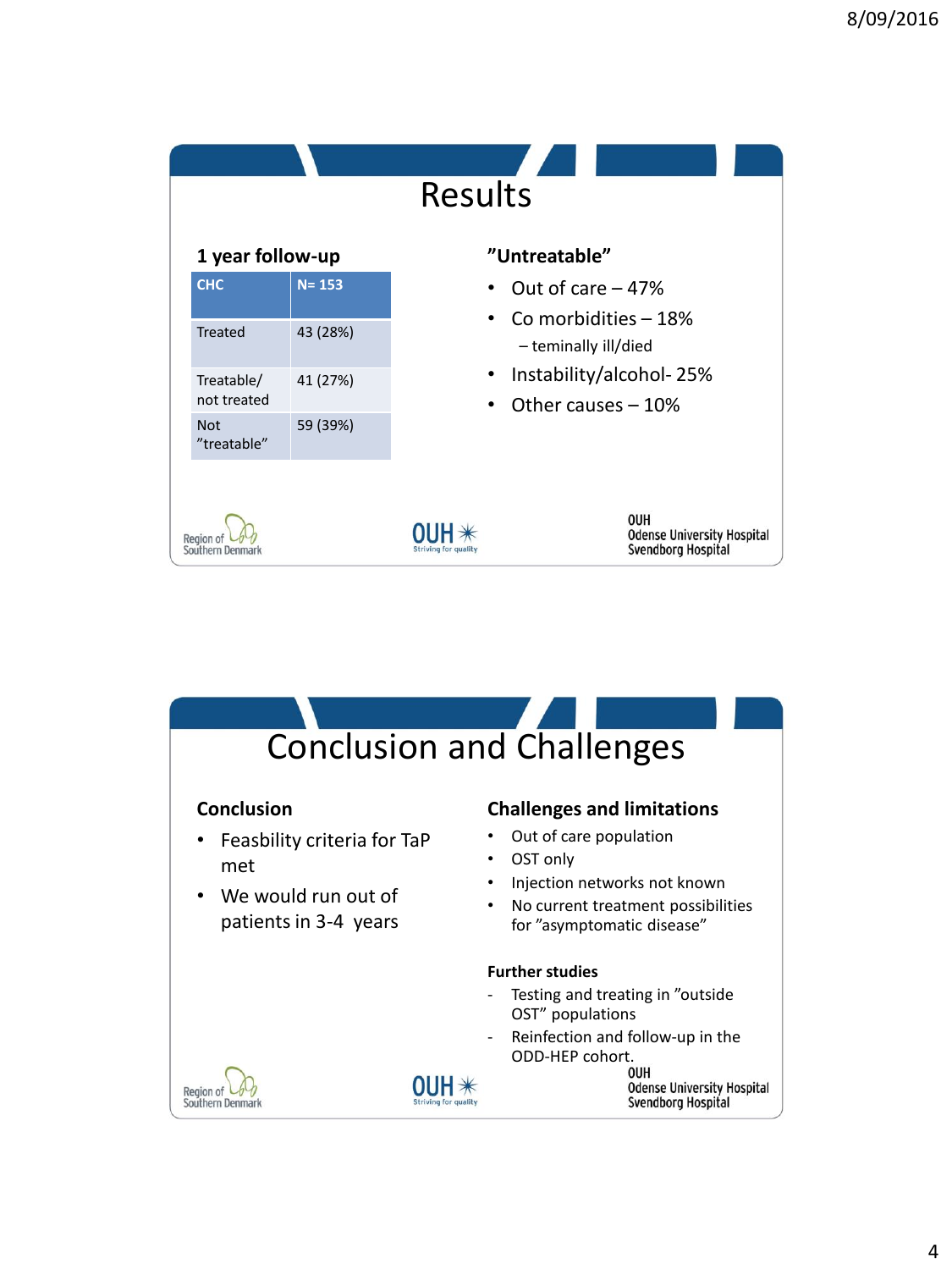# Results

**1 year follow-up**

| CHC | N= 153 |
| --- | --- |
| Treated | 43 (28%) |
| Treatable/ not treated | 41 (27%) |
| Not ”treatable” | 59 (39%) |

**”Untreatable”**

- Out of care – 47%
- Co morbidities – 18%
  - teminally ill/died
- Instability/alcohol- 25%
- Other causes – 10%

# Conclusion and Challenges

**Conclusion**

- Feasbility criteria for TaP met
- We would run out of patients in 3-4 years

**Challenges and limitations**

- Out of care population
- OST only
- Injection networks not known
- No current treatment possibilities for ”asymptomatic disease”

**Further studies**

- Testing and treating in ”outside OST” populations
- Reinfection and follow-up in the ODD-HEP cohort.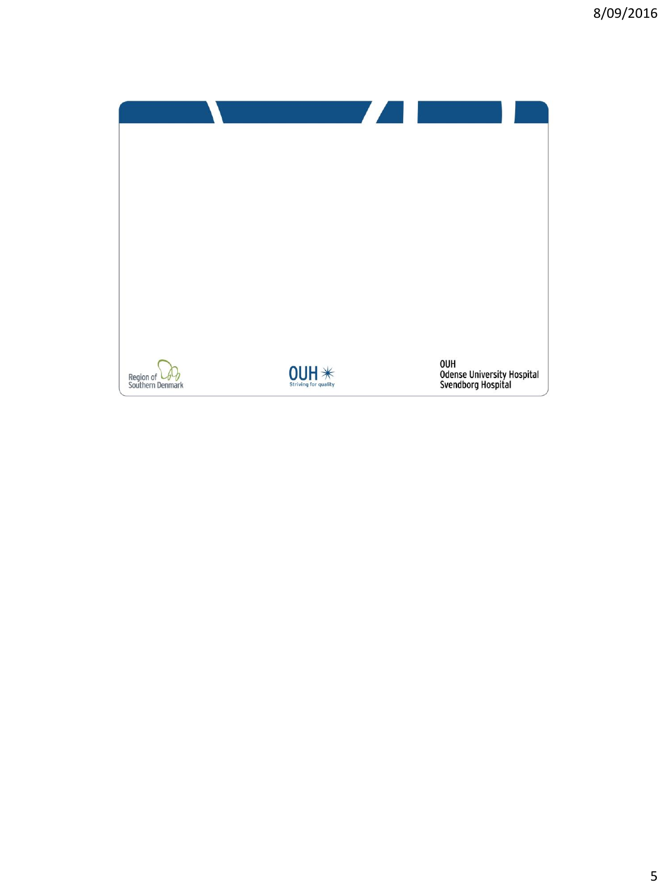Region of Southern Denmark

OUH Striving for quality

OUH
Odense University Hospital
Svendborg Hospital